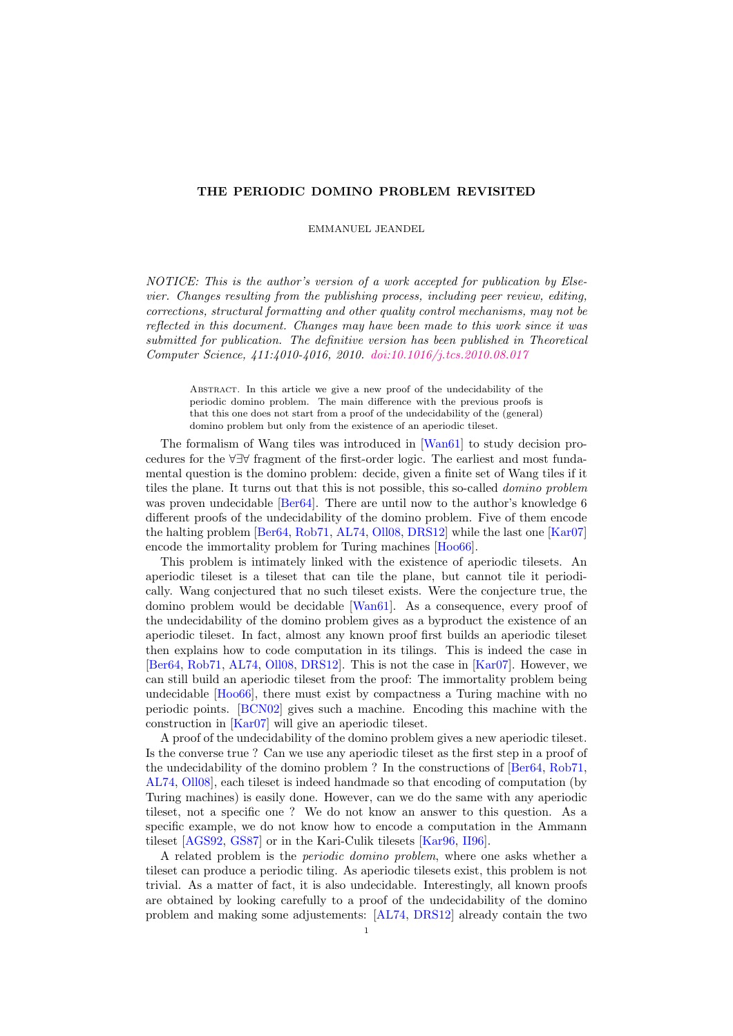# THE PERIODIC DOMINO PROBLEM REVISITED

EMMANUEL JEANDEL

*NOTICE: This is the author's version of a work accepted for publication by Elsevier. Changes resulting from the publishing process, including peer review, editing, corrections, structural formatting and other quality control mechanisms, may not be reflected in this document. Changes may have been made to this work since it was submitted for publication. The definitive version has been published in Theoretical Computer Science, 411:4010-4016, 2010. doi:10.1016/j.tcs.2010.08.017*

Abstract. In this article we give a new proof of the undecidability of the periodic domino problem. The main difference with the previous proofs is that this one does not start from a proof of the undecidability of the (general) domino problem but only from the existence of an aperiodic tileset.

The formalism of Wang tiles was introduced in [Wan61] to study decision procedures for the $\forall\exists\forall$ fragment of the first-order logic. The earliest and most fundamental question is the domino problem: decide, given a finite set of Wang tiles if it tiles the plane. It turns out that this is not possible, this so-called *domino problem* was proven undecidable [Ber64]. There are until now to the author's knowledge 6 different proofs of the undecidability of the domino problem. Five of them encode the halting problem [Ber64, Rob71, AL74, Oll08, DRS12] while the last one [Kar07] encode the immortality problem for Turing machines [Hoo66].

This problem is intimately linked with the existence of aperiodic tilesets. An aperiodic tileset is a tileset that can tile the plane, but cannot tile it periodically. Wang conjectured that no such tileset exists. Were the conjecture true, the domino problem would be decidable [Wan61]. As a consequence, every proof of the undecidability of the domino problem gives as a byproduct the existence of an aperiodic tileset. In fact, almost any known proof first builds an aperiodic tileset then explains how to code computation in its tilings. This is indeed the case in [Ber64, Rob71, AL74, Oll08, DRS12]. This is not the case in [Kar07]. However, we can still build an aperiodic tileset from the proof: The immortality problem being undecidable [Hoo66], there must exist by compactness a Turing machine with no periodic points. [BCN02] gives such a machine. Encoding this machine with the construction in [Kar07] will give an aperiodic tileset.

A proof of the undecidability of the domino problem gives a new aperiodic tileset. Is the converse true ? Can we use any aperiodic tileset as the first step in a proof of the undecidability of the domino problem ? In the constructions of [Ber64, Rob71, AL74, Oll08], each tileset is indeed handmade so that encoding of computation (by Turing machines) is easily done. However, can we do the same with any aperiodic tileset, not a specific one ? We do not know an answer to this question. As a specific example, we do not know how to encode a computation in the Ammann tileset [AGS92, GS87] or in the Kari-Culik tilesets [Kar96, II96].

A related problem is the *periodic domino problem*, where one asks whether a tileset can produce a periodic tiling. As aperiodic tilesets exist, this problem is not trivial. As a matter of fact, it is also undecidable. Interestingly, all known proofs are obtained by looking carefully to a proof of the undecidability of the domino problem and making some adjustements: [AL74, DRS12] already contain the two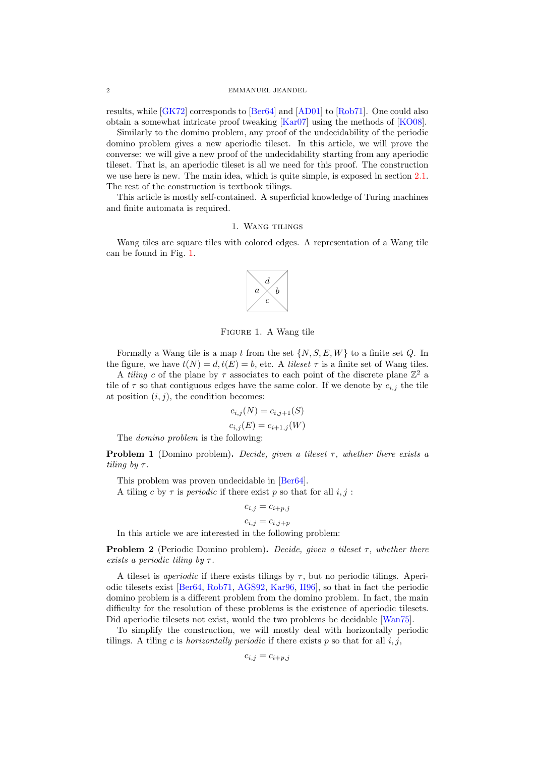results, while [GK72] corresponds to [Ber64] and [AD01] to [Rob71]. One could also obtain a somewhat intricate proof tweaking [Kar07] using the methods of [KO08].

Similarly to the domino problem, any proof of the undecidability of the periodic domino problem gives a new aperiodic tileset. In this article, we will prove the converse: we will give a new proof of the undecidability starting from any aperiodic tileset. That is, an aperiodic tileset is all we need for this proof. The construction we use here is new. The main idea, which is quite simple, is exposed in section 2.1. The rest of the construction is textbook tilings.

This article is mostly self-contained. A superficial knowledge of Turing machines and finite automata is required.

## 1. Wang tilings

Wang tiles are square tiles with colored edges. A representation of a Wang tile can be found in Fig. 1.

Figure 1. A Wang tile

Formally a Wang tile is a map $t$ from the set $\{N, S, E, W\}$ to a finite set $Q$. In the figure, we have $t(N) = d, t(E) = b$, etc. A *tileset* $\tau$ is a finite set of Wang tiles.

A *tiling* $c$ of the plane by $\tau$ associates to each point of the discrete plane $\mathbb{Z}^2$ a tile of $\tau$ so that contiguous edges have the same color. If we denote by $c_{i,j}$ the tile at position $(i, j)$, the condition becomes:

$$c_{i,j}(N) = c_{i,j+1}(S)$$
$$c_{i,j}(E) = c_{i+1,j}(W)$$

The *domino problem* is the following:

**Problem 1** (Domino problem). *Decide, given a tileset $\tau$, whether there exists a tiling by $\tau$.*

This problem was proven undecidable in [Ber64].

A tiling $c$ by $\tau$ is *periodic* if there exist $p$ so that for all $i, j$ :

$$c_{i,j} = c_{i+p,j}$$
$$c_{i,j} = c_{i,j+p}$$

In this article we are interested in the following problem:

**Problem 2** (Periodic Domino problem). *Decide, given a tileset $\tau$, whether there exists a periodic tiling by $\tau$.*

A tileset is *aperiodic* if there exists tilings by $\tau$, but no periodic tilings. Aperiodic tilesets exist [Ber64, Rob71, AGS92, Kar96, II96], so that in fact the periodic domino problem is a different problem from the domino problem. In fact, the main difficulty for the resolution of these problems is the existence of aperiodic tilesets. Did aperiodic tilesets not exist, would the two problems be decidable [Wan75].

To simplify the construction, we will mostly deal with horizontally periodic tilings. A tiling $c$ is *horizontally periodic* if there exists $p$ so that for all $i, j$,

$$c_{i,j} = c_{i+p,j}$$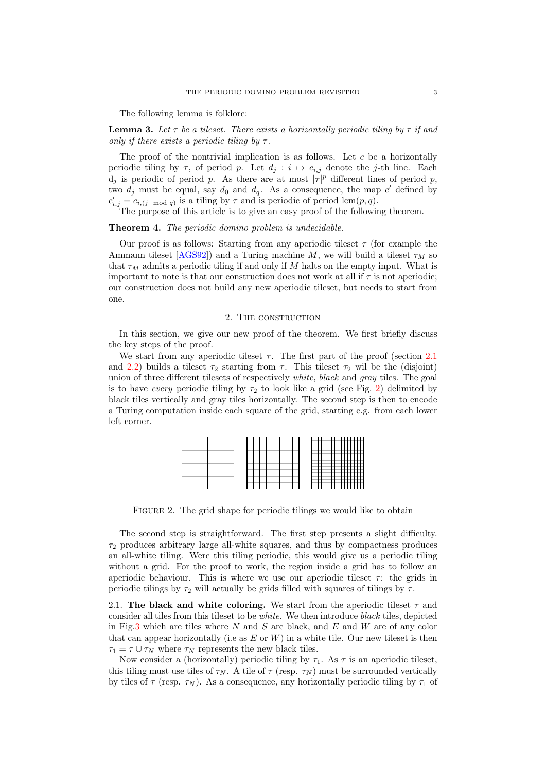The following lemma is folklore:

**Lemma 3.** *Let $\tau$ be a tileset. There exists a horizontally periodic tiling by $\tau$ if and only if there exists a periodic tiling by $\tau$.*

The proof of the nontrivial implication is as follows. Let $c$ be a horizontally periodic tiling by $\tau$, of period $p$. Let $d_j : i \mapsto c_{i,j}$ denote the $j$-th line. Each $d_j$ is periodic of period $p$. As there are at most $|\tau|^p$ different lines of period $p$, two $d_j$ must be equal, say $d_0$ and $d_q$. As a consequence, the map $c'$ defined by $c'_{i,j} = c_{i,(j \mod q)}$ is a tiling by $\tau$ and is periodic of period $\mathrm{lcm}(p, q)$.

The purpose of this article is to give an easy proof of the following theorem.

**Theorem 4.** *The periodic domino problem is undecidable.*

Our proof is as follows: Starting from any aperiodic tileset $\tau$ (for example the Ammann tileset [AGS92]) and a Turing machine $M$, we will build a tileset $\tau_M$ so that $\tau_M$ admits a periodic tiling if and only if $M$ halts on the empty input. What is important to note is that our construction does not work at all if $\tau$ is not aperiodic; our construction does not build any new aperiodic tileset, but needs to start from one.

## 2. The construction

In this section, we give our new proof of the theorem. We first briefly discuss the key steps of the proof.

We start from any aperiodic tileset $\tau$. The first part of the proof (section 2.1 and 2.2) builds a tileset $\tau_2$ starting from $\tau$. This tileset $\tau_2$ wil be the (disjoint) union of three different tilesets of respectively *white*, *black* and *gray* tiles. The goal is to have *every* periodic tiling by $\tau_2$ to look like a grid (see Fig. 2) delimited by black tiles vertically and gray tiles horizontally. The second step is then to encode a Turing computation inside each square of the grid, starting e.g. from each lower left corner.

Figure 2. The grid shape for periodic tilings we would like to obtain

The second step is straightforward. The first step presents a slight difficulty. $\tau_2$ produces arbitrary large all-white squares, and thus by compactness produces an all-white tiling. Were this tiling periodic, this would give us a periodic tiling without a grid. For the proof to work, the region inside a grid has to follow an aperiodic behaviour. This is where we use our aperiodic tileset $\tau$: the grids in periodic tilings by $\tau_2$ will actually be grids filled with squares of tilings by $\tau$.

2.1. **The black and white coloring.** We start from the aperiodic tileset $\tau$ and consider all tiles from this tileset to be *white*. We then introduce *black* tiles, depicted in Fig.3 which are tiles where $N$ and $S$ are black, and $E$ and $W$ are of any color that can appear horizontally (i.e as $E$ or $W$) in a white tile. Our new tileset is then $\tau_1 = \tau \cup \tau_N$ where $\tau_N$ represents the new black tiles.

Now consider a (horizontally) periodic tiling by $\tau_1$. As $\tau$ is an aperiodic tileset, this tiling must use tiles of $\tau_N$. A tile of $\tau$ (resp. $\tau_N$) must be surrounded vertically by tiles of $\tau$ (resp. $\tau_N$). As a consequence, any horizontally periodic tiling by $\tau_1$ of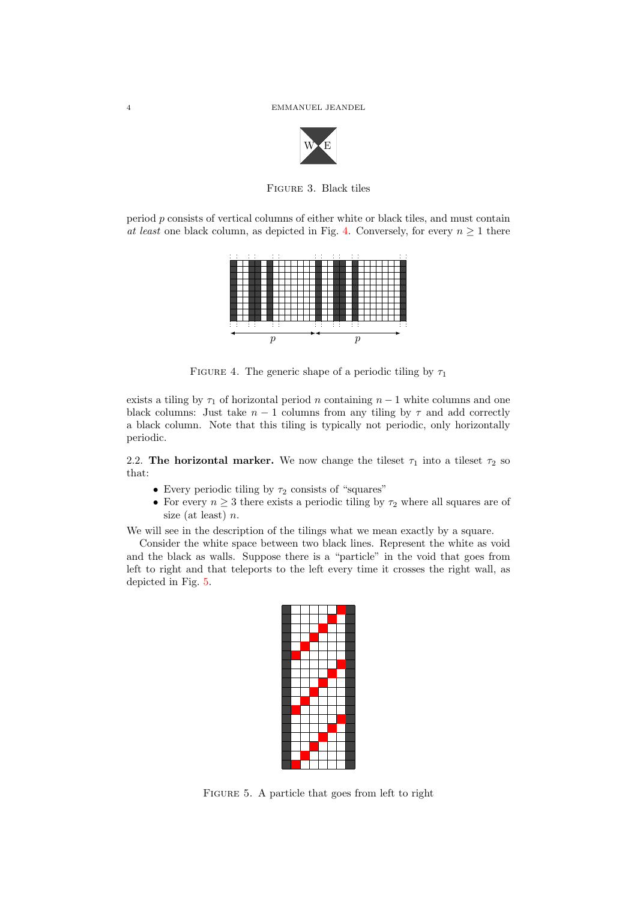FIGURE 3. Black tiles

period $p$ consists of vertical columns of either white or black tiles, and must contain *at least* one black column, as depicted in Fig. 4. Conversely, for every $n \geq 1$ there

FIGURE 4. The generic shape of a periodic tiling by $\tau_1$

exists a tiling by $\tau_1$ of horizontal period $n$ containing $n-1$ white columns and one black columns: Just take $n-1$ columns from any tiling by $\tau$ and add correctly a black column. Note that this tiling is typically not periodic, only horizontally periodic.

**2.2. The horizontal marker.** We now change the tileset $\tau_1$ into a tileset $\tau_2$ so that:

- Every periodic tiling by $\tau_2$ consists of "squares"
- For every $n \geq 3$ there exists a periodic tiling by $\tau_2$ where all squares are of size (at least) $n$.

We will see in the description of the tilings what we mean exactly by a square.

Consider the white space between two black lines. Represent the white as void and the black as walls. Suppose there is a "particle" in the void that goes from left to right and that teleports to the left every time it crosses the right wall, as depicted in Fig. 5.

FIGURE 5. A particle that goes from left to right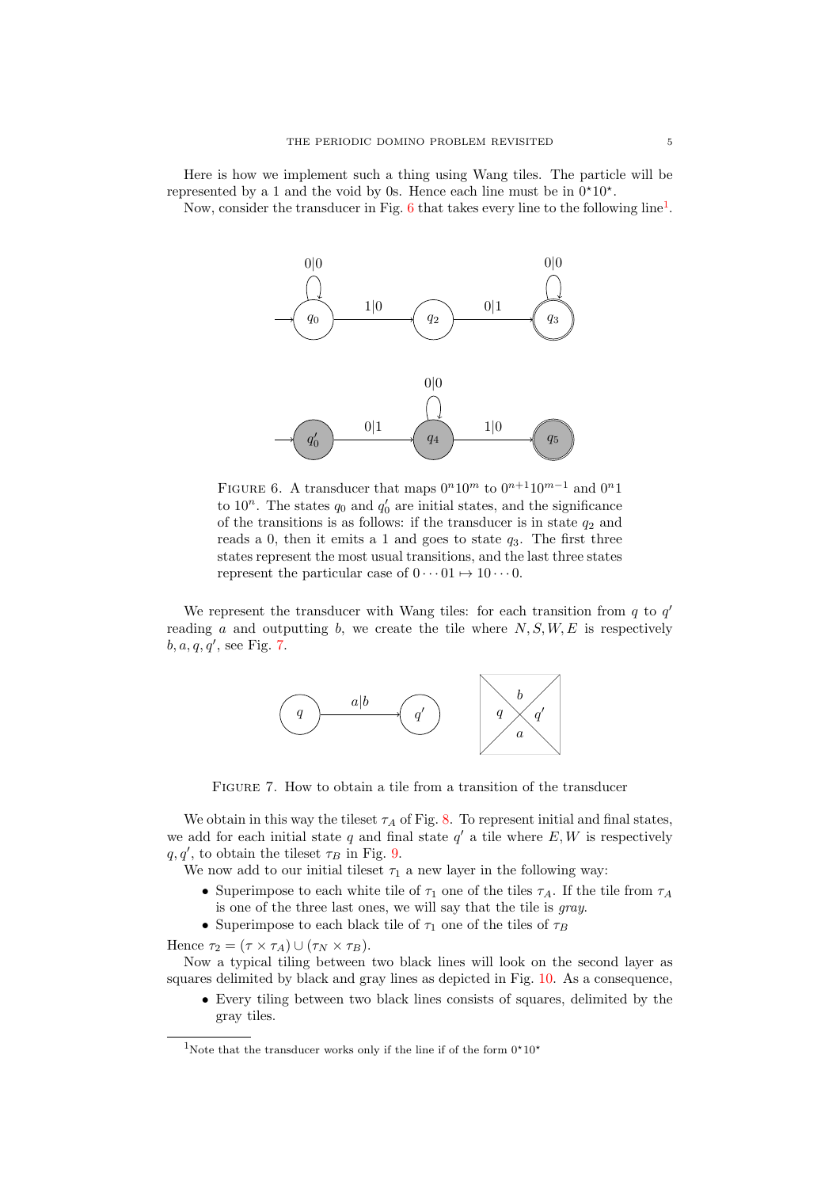Here is how we implement such a thing using Wang tiles. The particle will be represented by a 1 and the void by 0s. Hence each line must be in $0^\star 1 0^\star$.

Now, consider the transducer in Fig. 6 that takes every line to the following line[1].

FIGURE 6. A transducer that maps $0^n 1 0^m$ to $0^{n+1} 1 0^{m-1}$ and $0^n 1$ to $1 0^n$. The states $q_0$ and $q_0'$ are initial states, and the significance of the transitions is as follows: if the transducer is in state $q_2$ and reads a 0, then it emits a 1 and goes to state $q_3$. The first three states represent the most usual transitions, and the last three states represent the particular case of $0 \cdots 01 \mapsto 10 \cdots 0$.

We represent the transducer with Wang tiles: for each transition from $q$ to $q'$ reading $a$ and outputting $b$, we create the tile where $N, S, W, E$ is respectively $b, a, q, q'$, see Fig. 7.

FIGURE 7. How to obtain a tile from a transition of the transducer

We obtain in this way the tileset $\tau_A$ of Fig. 8. To represent initial and final states, we add for each initial state $q$ and final state $q'$ a tile where $E, W$ is respectively $q, q'$, to obtain the tileset $\tau_B$ in Fig. 9.

We now add to our initial tileset $\tau_1$ a new layer in the following way:

- Superimpose to each white tile of $\tau_1$ one of the tiles $\tau_A$. If the tile from $\tau_A$ is one of the three last ones, we will say that the tile is *gray*.
- Superimpose to each black tile of $\tau_1$ one of the tiles of $\tau_B$

Hence $\tau_2 = (\tau \times \tau_A) \cup (\tau_N \times \tau_B)$.

Now a typical tiling between two black lines will look on the second layer as squares delimited by black and gray lines as depicted in Fig. 10. As a consequence,

- Every tiling between two black lines consists of squares, delimited by the gray tiles.

[1] Note that the transducer works only if the line if of the form $0^\star 1 0^\star$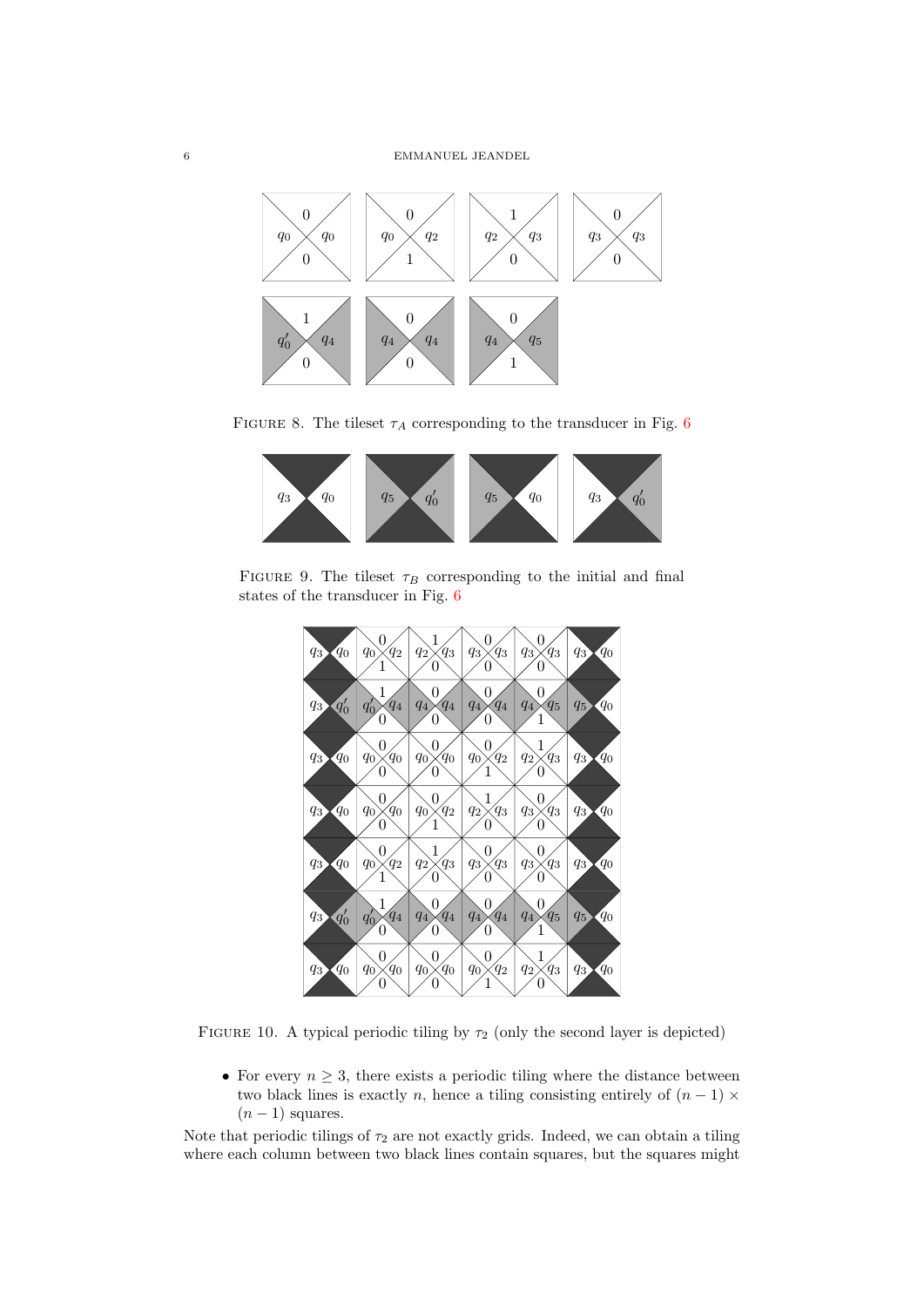FIGURE 8. The tileset $\tau_A$ corresponding to the transducer in Fig. 6

FIGURE 9. The tileset $\tau_B$ corresponding to the initial and final states of the transducer in Fig. 6

FIGURE 10. A typical periodic tiling by $\tau_2$ (only the second layer is depicted)

- For every $n \geq 3$, there exists a periodic tiling where the distance between two black lines is exactly $n$, hence a tiling consisting entirely of $(n-1) \times (n-1)$ squares.

Note that periodic tilings of $\tau_2$ are not exactly grids. Indeed, we can obtain a tiling where each column between two black lines contain squares, but the squares might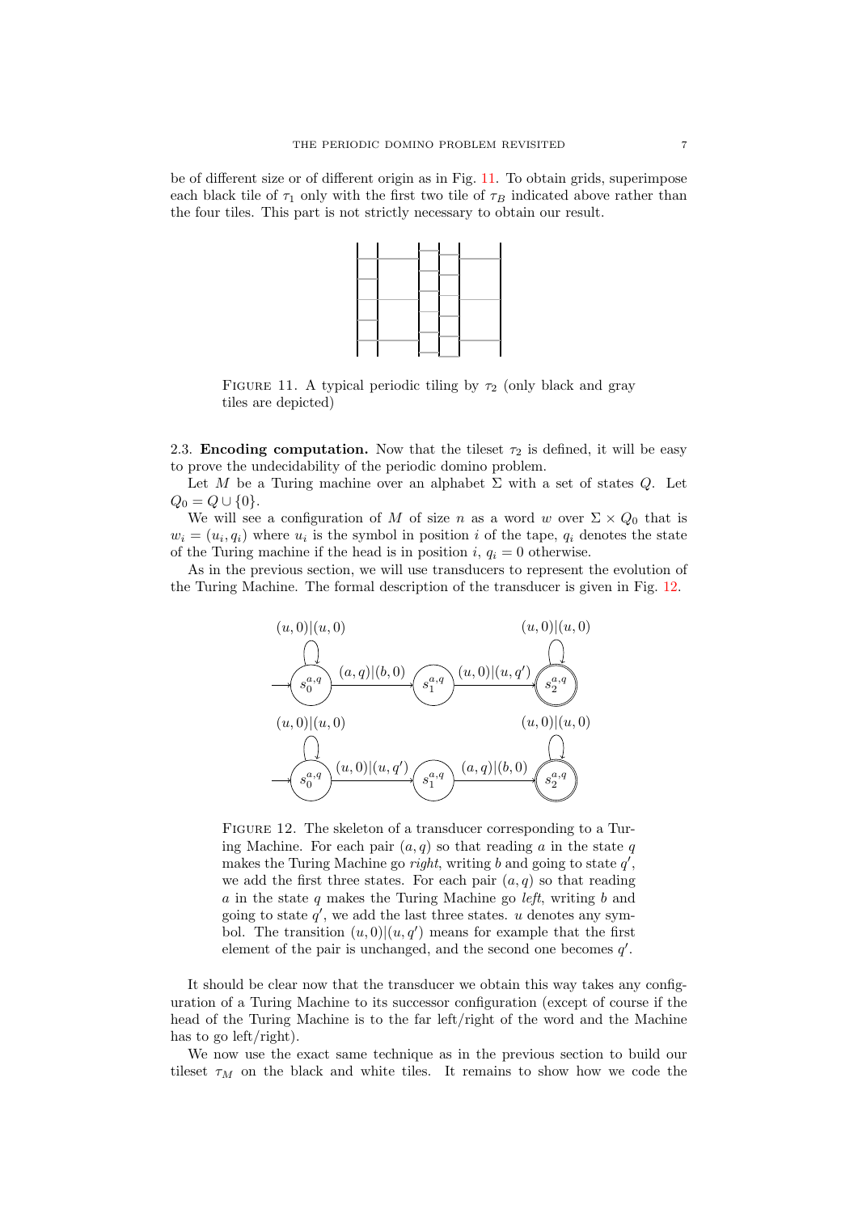be of different size or of different origin as in Fig. 11. To obtain grids, superimpose each black tile of $\tau_1$ only with the first two tile of $\tau_B$ indicated above rather than the four tiles. This part is not strictly necessary to obtain our result.

FIGURE 11. A typical periodic tiling by $\tau_2$ (only black and gray tiles are depicted)

2.3. **Encoding computation.** Now that the tileset $\tau_2$ is defined, it will be easy to prove the undecidability of the periodic domino problem.

Let $M$ be a Turing machine over an alphabet $\Sigma$ with a set of states $Q$. Let $Q_0 = Q \cup \{0\}$.

We will see a configuration of $M$ of size $n$ as a word $w$ over $\Sigma \times Q_0$ that is $w_i = (u_i, q_i)$ where $u_i$ is the symbol in position $i$ of the tape, $q_i$ denotes the state of the Turing machine if the head is in position $i$, $q_i = 0$ otherwise.

As in the previous section, we will use transducers to represent the evolution of the Turing Machine. The formal description of the transducer is given in Fig. 12.

FIGURE 12. The skeleton of a transducer corresponding to a Turing Machine. For each pair $(a, q)$ so that reading $a$ in the state $q$ makes the Turing Machine go *right*, writing $b$ and going to state $q'$, we add the first three states. For each pair $(a, q)$ so that reading $a$ in the state $q$ makes the Turing Machine go *left*, writing $b$ and going to state $q'$, we add the last three states. $u$ denotes any symbol. The transition $(u, 0)|(u, q')$ means for example that the first element of the pair is unchanged, and the second one becomes $q'$.

It should be clear now that the transducer we obtain this way takes any configuration of a Turing Machine to its successor configuration (except of course if the head of the Turing Machine is to the far left/right of the word and the Machine has to go left/right).

We now use the exact same technique as in the previous section to build our tileset $\tau_M$ on the black and white tiles. It remains to show how we code the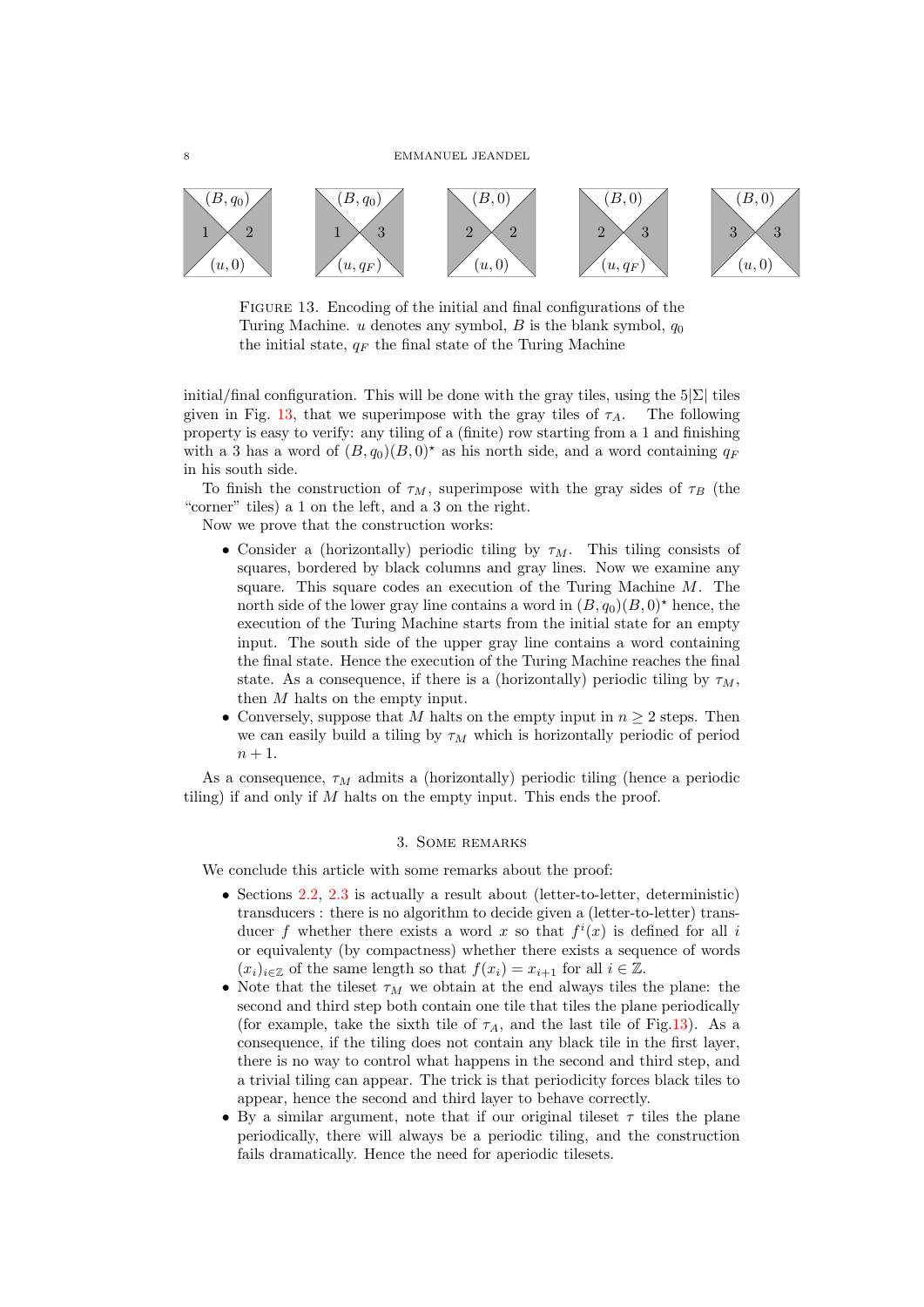FIGURE 13. Encoding of the initial and final configurations of the Turing Machine. $u$ denotes any symbol, $B$ is the blank symbol, $q_0$ the initial state, $q_F$ the final state of the Turing Machine

initial/final configuration. This will be done with the gray tiles, using the $5|\Sigma|$ tiles given in Fig. 13, that we superimpose with the gray tiles of $\tau_A$. The following property is easy to verify: any tiling of a (finite) row starting from a 1 and finishing with a 3 has a word of $(B, q_0)(B, 0)^\star$ as his north side, and a word containing $q_F$ in his south side.

To finish the construction of $\tau_M$, superimpose with the gray sides of $\tau_B$ (the "corner" tiles) a 1 on the left, and a 3 on the right.

Now we prove that the construction works:

- Consider a (horizontally) periodic tiling by $\tau_M$. This tiling consists of squares, bordered by black columns and gray lines. Now we examine any square. This square codes an execution of the Turing Machine $M$. The north side of the lower gray line contains a word in $(B, q_0)(B, 0)^\star$ hence, the execution of the Turing Machine starts from the initial state for an empty input. The south side of the upper gray line contains a word containing the final state. Hence the execution of the Turing Machine reaches the final state. As a consequence, if there is a (horizontally) periodic tiling by $\tau_M$, then $M$ halts on the empty input.
- Conversely, suppose that $M$ halts on the empty input in $n \geq 2$ steps. Then we can easily build a tiling by $\tau_M$ which is horizontally periodic of period $n + 1$.

As a consequence, $\tau_M$ admits a (horizontally) periodic tiling (hence a periodic tiling) if and only if $M$ halts on the empty input. This ends the proof.

## 3. Some remarks

We conclude this article with some remarks about the proof:

- Sections 2.2, 2.3 is actually a result about (letter-to-letter, deterministic) transducers : there is no algorithm to decide given a (letter-to-letter) transducer $f$ whether there exists a word $x$ so that $f^i(x)$ is defined for all $i$ or equivalenty (by compactness) whether there exists a sequence of words $(x_i)_{i\in\mathbb{Z}}$ of the same length so that $f(x_i) = x_{i+1}$ for all $i \in \mathbb{Z}$.
- Note that the tileset $\tau_M$ we obtain at the end always tiles the plane: the second and third step both contain one tile that tiles the plane periodically (for example, take the sixth tile of $\tau_A$, and the last tile of Fig.13). As a consequence, if the tiling does not contain any black tile in the first layer, there is no way to control what happens in the second and third step, and a trivial tiling can appear. The trick is that periodicity forces black tiles to appear, hence the second and third layer to behave correctly.
- By a similar argument, note that if our original tileset $\tau$ tiles the plane periodically, there will always be a periodic tiling, and the construction fails dramatically. Hence the need for aperiodic tilesets.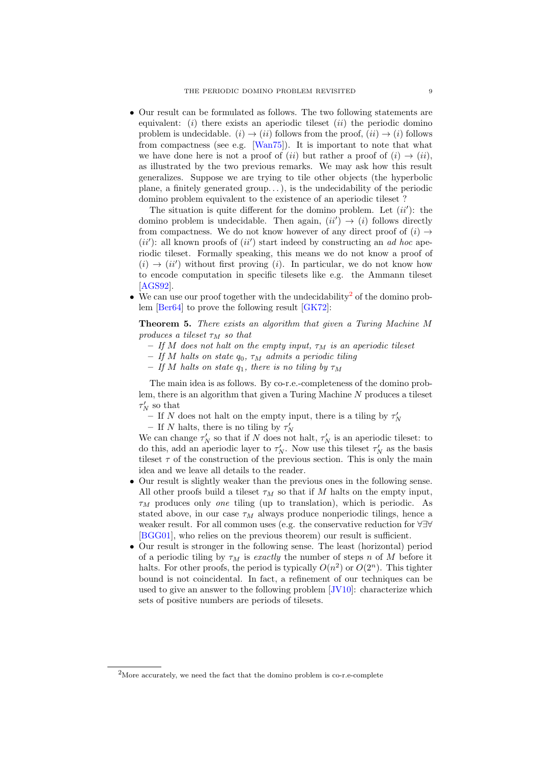- Our result can be formulated as follows. The two following statements are equivalent: $(i)$ there exists an aperiodic tileset $(ii)$ the periodic domino problem is undecidable. $(i) \to (ii)$ follows from the proof, $(ii) \to (i)$ follows from compactness (see e.g. [Wan75]). It is important to note that what we have done here is not a proof of $(ii)$ but rather a proof of $(i) \to (ii)$, as illustrated by the two previous remarks. We may ask how this result generalizes. Suppose we are trying to tile other objects (the hyperbolic plane, a finitely generated group...), is the undecidability of the periodic domino problem equivalent to the existence of an aperiodic tileset ?

  The situation is quite different for the domino problem. Let $(ii')$: the domino problem is undecidable. Then again, $(ii') \to (i)$ follows directly from compactness. We do not know however of any direct proof of $(i) \to (ii')$: all known proofs of $(ii')$ start indeed by constructing an *ad hoc* aperiodic tileset. Formally speaking, this means we do not know a proof of $(i) \to (ii')$ without first proving $(i)$. In particular, we do not know how to encode computation in specific tilesets like e.g. the Ammann tileset [AGS92].
- We can use our proof together with the undecidability[2] of the domino problem [Ber64] to prove the following result [GK72]:

  **Theorem 5.** *There exists an algorithm that given a Turing Machine $M$ produces a tileset $\tau_M$ so that*
  - *If $M$ does not halt on the empty input, $\tau_M$ is an aperiodic tileset*
  - *If $M$ halts on state $q_0$, $\tau_M$ admits a periodic tiling*
  - *If $M$ halts on state $q_1$, there is no tiling by $\tau_M$*

  The main idea is as follows. By co-r.e.-completeness of the domino problem, there is an algorithm that given a Turing Machine $N$ produces a tileset $\tau'_N$ so that
  - If $N$ does not halt on the empty input, there is a tiling by $\tau'_N$
  - If $N$ halts, there is no tiling by $\tau'_N$

  We can change $\tau'_N$ so that if $N$ does not halt, $\tau'_N$ is an aperiodic tileset: to do this, add an aperiodic layer to $\tau'_N$. Now use this tileset $\tau'_N$ as the basis tileset $\tau$ of the construction of the previous section. This is only the main idea and we leave all details to the reader.
- Our result is slightly weaker than the previous ones in the following sense. All other proofs build a tileset $\tau_M$ so that if $M$ halts on the empty input, $\tau_M$ produces only *one* tiling (up to translation), which is periodic. As stated above, in our case $\tau_M$ always produce nonperiodic tilings, hence a weaker result. For all common uses (e.g. the conservative reduction for $\forall\exists\forall$ [BGG01], who relies on the previous theorem) our result is sufficient.
- Our result is stronger in the following sense. The least (horizontal) period of a periodic tiling by $\tau_M$ is *exactly* the number of steps $n$ of $M$ before it halts. For other proofs, the period is typically $O(n^2)$ or $O(2^n)$. This tighter bound is not coincidental. In fact, a refinement of our techniques can be used to give an answer to the following problem [JV10]: characterize which sets of positive numbers are periods of tilesets.

[2] More accurately, we need the fact that the domino problem is co-r.e-complete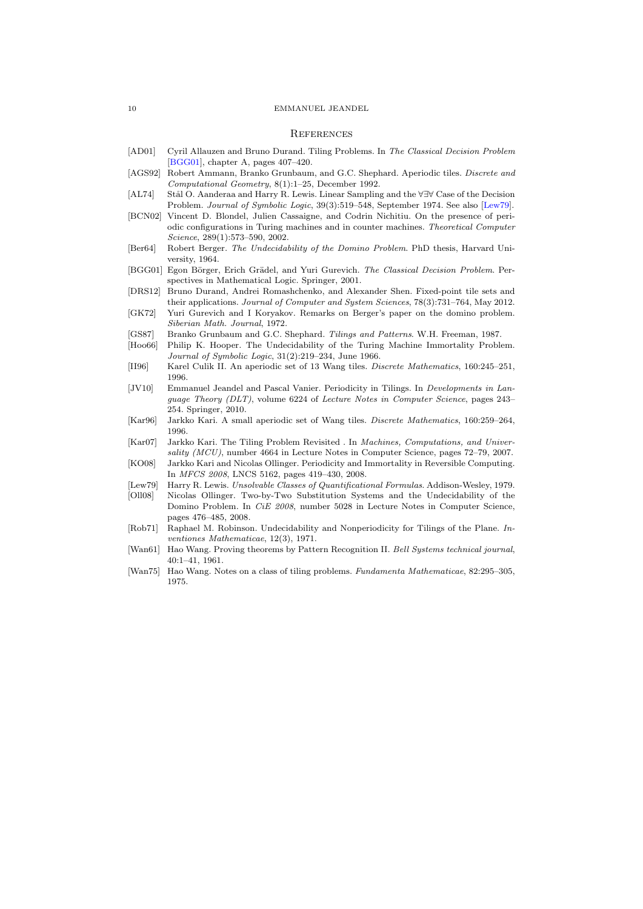## References

- [AD01] Cyril Allauzen and Bruno Durand. Tiling Problems. In *The Classical Decision Problem* [BGG01], chapter A, pages 407–420.
- [AGS92] Robert Ammann, Branko Grunbaum, and G.C. Shephard. Aperiodic tiles. *Discrete and Computational Geometry*, 8(1):1–25, December 1992.
- [AL74] Stål O. Aanderaa and Harry R. Lewis. Linear Sampling and the ∀∃∀ Case of the Decision Problem. *Journal of Symbolic Logic*, 39(3):519–548, September 1974. See also [Lew79].
- [BCN02] Vincent D. Blondel, Julien Cassaigne, and Codrin Nichitiu. On the presence of periodic configurations in Turing machines and in counter machines. *Theoretical Computer Science*, 289(1):573–590, 2002.
- [Ber64] Robert Berger. *The Undecidability of the Domino Problem*. PhD thesis, Harvard University, 1964.
- [BGG01] Egon Börger, Erich Grädel, and Yuri Gurevich. *The Classical Decision Problem*. Perspectives in Mathematical Logic. Springer, 2001.
- [DRS12] Bruno Durand, Andrei Romashchenko, and Alexander Shen. Fixed-point tile sets and their applications. *Journal of Computer and System Sciences*, 78(3):731–764, May 2012.
- [GK72] Yuri Gurevich and I Koryakov. Remarks on Berger's paper on the domino problem. *Siberian Math. Journal*, 1972.
- [GS87] Branko Grunbaum and G.C. Shephard. *Tilings and Patterns*. W.H. Freeman, 1987.
- [Hoo66] Philip K. Hooper. The Undecidability of the Turing Machine Immortality Problem. *Journal of Symbolic Logic*, 31(2):219–234, June 1966.
- [II96] Karel Culik II. An aperiodic set of 13 Wang tiles. *Discrete Mathematics*, 160:245–251, 1996.
- [JV10] Emmanuel Jeandel and Pascal Vanier. Periodicity in Tilings. In *Developments in Language Theory (DLT)*, volume 6224 of *Lecture Notes in Computer Science*, pages 243–254. Springer, 2010.
- [Kar96] Jarkko Kari. A small aperiodic set of Wang tiles. *Discrete Mathematics*, 160:259–264, 1996.
- [Kar07] Jarkko Kari. The Tiling Problem Revisited . In *Machines, Computations, and Universality (MCU)*, number 4664 in Lecture Notes in Computer Science, pages 72–79, 2007.
- [KO08] Jarkko Kari and Nicolas Ollinger. Periodicity and Immortality in Reversible Computing. In *MFCS 2008*, LNCS 5162, pages 419–430, 2008.
- [Lew79] Harry R. Lewis. *Unsolvable Classes of Quantificational Formulas*. Addison-Wesley, 1979.
- [Oll08] Nicolas Ollinger. Two-by-Two Substitution Systems and the Undecidability of the Domino Problem. In *CiE 2008*, number 5028 in Lecture Notes in Computer Science, pages 476–485, 2008.
- [Rob71] Raphael M. Robinson. Undecidability and Nonperiodicity for Tilings of the Plane. *Inventiones Mathematicae*, 12(3), 1971.
- [Wan61] Hao Wang. Proving theorems by Pattern Recognition II. *Bell Systems technical journal*, 40:1–41, 1961.
- [Wan75] Hao Wang. Notes on a class of tiling problems. *Fundamenta Mathematicae*, 82:295–305, 1975.